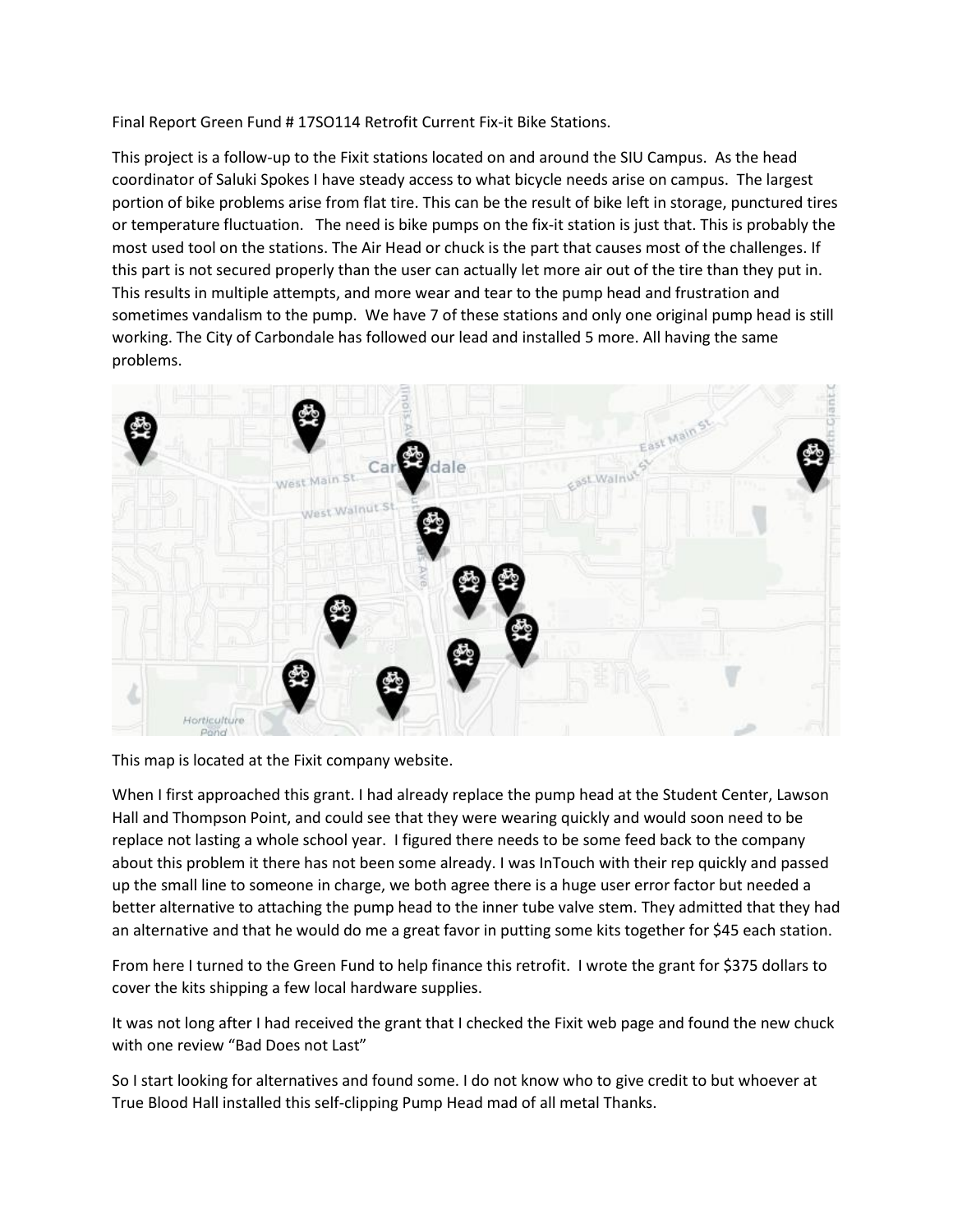Final Report Green Fund # 17SO114 Retrofit Current Fix-it Bike Stations.

This project is a follow-up to the Fixit stations located on and around the SIU Campus. As the head coordinator of Saluki Spokes I have steady access to what bicycle needs arise on campus. The largest portion of bike problems arise from flat tire. This can be the result of bike left in storage, punctured tires or temperature fluctuation. The need is bike pumps on the fix-it station is just that. This is probably the most used tool on the stations. The Air Head or chuck is the part that causes most of the challenges. If this part is not secured properly than the user can actually let more air out of the tire than they put in. This results in multiple attempts, and more wear and tear to the pump head and frustration and sometimes vandalism to the pump. We have 7 of these stations and only one original pump head is still working. The City of Carbondale has followed our lead and installed 5 more. All having the same problems.

This map is located at the Fixit company website.

When I first approached this grant. I had already replace the pump head at the Student Center, Lawson Hall and Thompson Point, and could see that they were wearing quickly and would soon need to be replace not lasting a whole school year. I figured there needs to be some feed back to the company about this problem it there has not been some already. I was InTouch with their rep quickly and passed up the small line to someone in charge, we both agree there is a huge user error factor but needed a better alternative to attaching the pump head to the inner tube valve stem. They admitted that they had an alternative and that he would do me a great favor in putting some kits together for $45 each station.

From here I turned to the Green Fund to help finance this retrofit. I wrote the grant for $375 dollars to cover the kits shipping a few local hardware supplies.

It was not long after I had received the grant that I checked the Fixit web page and found the new chuck with one review "Bad Does not Last"

So I start looking for alternatives and found some. I do not know who to give credit to but whoever at True Blood Hall installed this self-clipping Pump Head mad of all metal Thanks.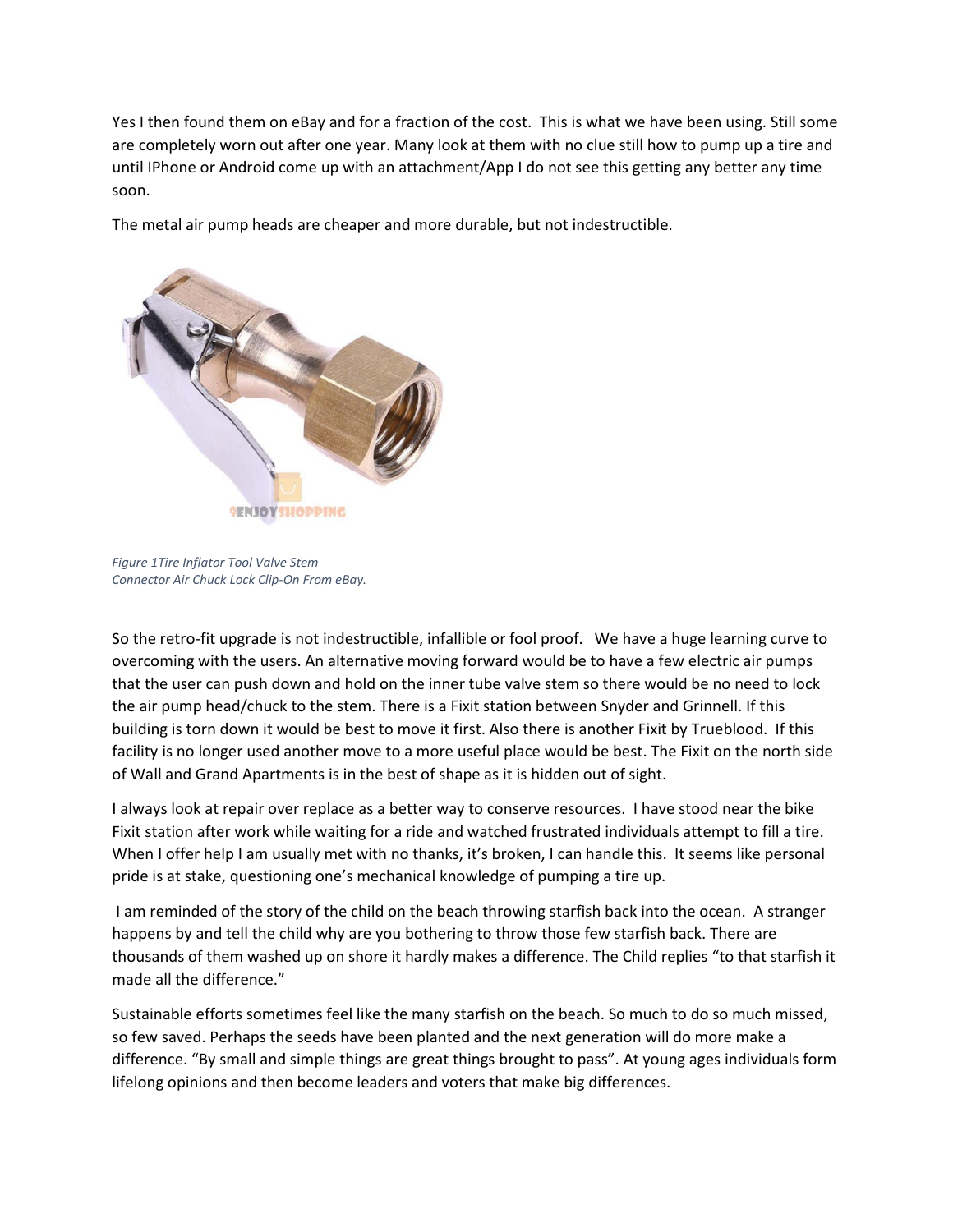Yes I then found them on eBay and for a fraction of the cost. This is what we have been using. Still some are completely worn out after one year. Many look at them with no clue still how to pump up a tire and until IPhone or Android come up with an attachment/App I do not see this getting any better any time soon.

The metal air pump heads are cheaper and more durable, but not indestructible.

*Figure 1Tire Inflator Tool Valve Stem Connector Air Chuck Lock Clip-On From eBay.*

So the retro-fit upgrade is not indestructible, infallible or fool proof. We have a huge learning curve to overcoming with the users. An alternative moving forward would be to have a few electric air pumps that the user can push down and hold on the inner tube valve stem so there would be no need to lock the air pump head/chuck to the stem. There is a Fixit station between Snyder and Grinnell. If this building is torn down it would be best to move it first. Also there is another Fixit by Trueblood. If this facility is no longer used another move to a more useful place would be best. The Fixit on the north side of Wall and Grand Apartments is in the best of shape as it is hidden out of sight.

I always look at repair over replace as a better way to conserve resources. I have stood near the bike Fixit station after work while waiting for a ride and watched frustrated individuals attempt to fill a tire. When I offer help I am usually met with no thanks, it's broken, I can handle this. It seems like personal pride is at stake, questioning one's mechanical knowledge of pumping a tire up.

I am reminded of the story of the child on the beach throwing starfish back into the ocean. A stranger happens by and tell the child why are you bothering to throw those few starfish back. There are thousands of them washed up on shore it hardly makes a difference. The Child replies "to that starfish it made all the difference."

Sustainable efforts sometimes feel like the many starfish on the beach. So much to do so much missed, so few saved. Perhaps the seeds have been planted and the next generation will do more make a difference. "By small and simple things are great things brought to pass". At young ages individuals form lifelong opinions and then become leaders and voters that make big differences.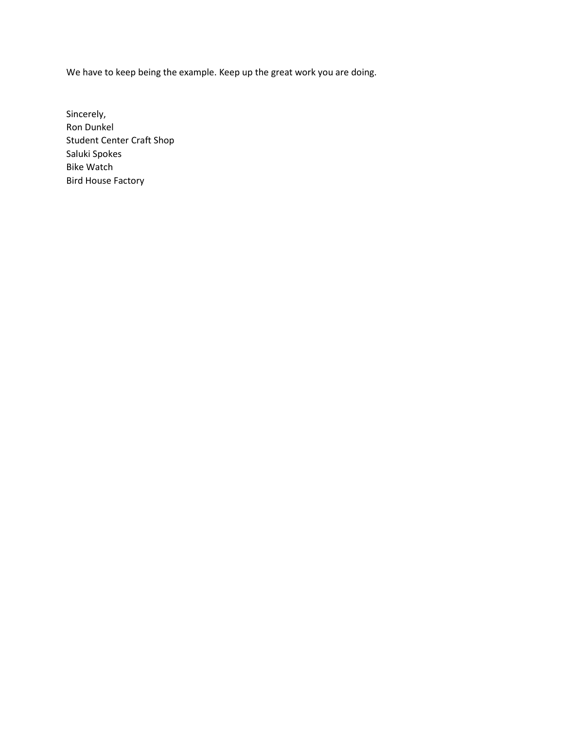We have to keep being the example. Keep up the great work you are doing.

Sincerely,
Ron Dunkel
Student Center Craft Shop
Saluki Spokes
Bike Watch
Bird House Factory